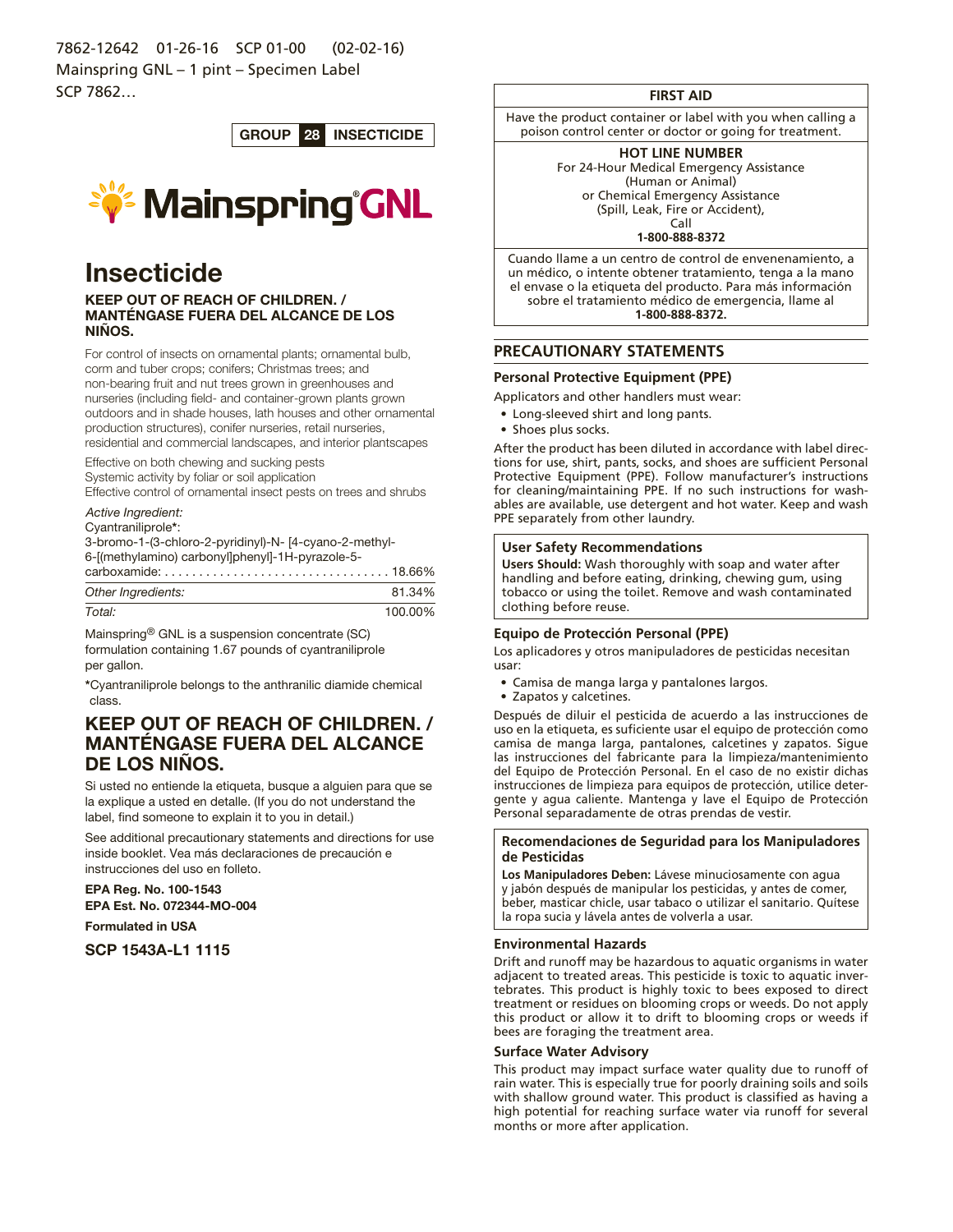7862-12642 01-26-16 SCP 01-00 (02-02-16)
Mainspring GNL – 1 pint – Specimen Label
SCP 7862…

**GROUP 28 INSECTICIDE**

# Mainspring® GNL

# Insecticide

**KEEP OUT OF REACH OF CHILDREN. / MANTÉNGASE FUERA DEL ALCANCE DE LOS NIÑOS.**

For control of insects on ornamental plants; ornamental bulb, corm and tuber crops; conifers; Christmas trees; and non-bearing fruit and nut trees grown in greenhouses and nurseries (including field- and container-grown plants grown outdoors and in shade houses, lath houses and other ornamental production structures), conifer nurseries, retail nurseries, residential and commercial landscapes, and interior plantscapes

Effective on both chewing and sucking pests
Systemic activity by foliar or soil application
Effective control of ornamental insect pests on trees and shrubs

| *Active Ingredient:* | |
|---|---|
| Cyantraniliprole*: 3-bromo-1-(3-chloro-2-pyridinyl)-N- [4-cyano-2-methyl-6-[(methylamino) carbonyl]phenyl]-1H-pyrazole-5-carboxamide: | 18.66% |
| *Other Ingredients:* | 81.34% |
| *Total:* | 100.00% |

Mainspring® GNL is a suspension concentrate (SC) formulation containing 1.67 pounds of cyantraniliprole per gallon.

*Cyantraniliprole belongs to the anthranilic diamide chemical class.

## KEEP OUT OF REACH OF CHILDREN. / MANTÉNGASE FUERA DEL ALCANCE DE LOS NIÑOS.

Si usted no entiende la etiqueta, busque a alguien para que se la explique a usted en detalle. (If you do not understand the label, find someone to explain it to you in detail.)

See additional precautionary statements and directions for use inside booklet. Vea más declaraciones de precaución e instrucciones del uso en folleto.

**EPA Reg. No. 100-1543**
**EPA Est. No. 072344-MO-004**

**Formulated in USA**

**SCP 1543A-L1 1115**

## FIRST AID

Have the product container or label with you when calling a poison control center or doctor or going for treatment.

**HOT LINE NUMBER**
For 24-Hour Medical Emergency Assistance (Human or Animal) or Chemical Emergency Assistance (Spill, Leak, Fire or Accident), Call
**1-800-888-8372**

Cuando llame a un centro de control de envenenamiento, a un médico, o intente obtener tratamiento, tenga a la mano el envase o la etiqueta del producto. Para más información sobre el tratamiento médico de emergencia, llame al **1-800-888-8372.**

## PRECAUTIONARY STATEMENTS

### Personal Protective Equipment (PPE)

Applicators and other handlers must wear:

- Long-sleeved shirt and long pants.
- Shoes plus socks.

After the product has been diluted in accordance with label directions for use, shirt, pants, socks, and shoes are sufficient Personal Protective Equipment (PPE). Follow manufacturer's instructions for cleaning/maintaining PPE. If no such instructions for washables are available, use detergent and hot water. Keep and wash PPE separately from other laundry.

### User Safety Recommendations

**Users Should:** Wash thoroughly with soap and water after handling and before eating, drinking, chewing gum, using tobacco or using the toilet. Remove and wash contaminated clothing before reuse.

### Equipo de Protección Personal (PPE)

Los aplicadores y otros manipuladores de pesticidas necesitan usar:

- Camisa de manga larga y pantalones largos.
- Zapatos y calcetines.

Después de diluir el pesticida de acuerdo a las instrucciones de uso en la etiqueta, es suficiente usar el equipo de protección como camisa de manga larga, pantalones, calcetines y zapatos. Sigue las instrucciones del fabricante para la limpieza/mantenimiento del Equipo de Protección Personal. En el caso de no existir dichas instrucciones de limpieza para equipos de protección, utilice detergente y agua caliente. Mantenga y lave el Equipo de Protección Personal separadamente de otras prendas de vestir.

### Recomendaciones de Seguridad para los Manipuladores de Pesticidas

**Los Manipuladores Deben:** Lávese minuciosamente con agua y jabón después de manipular los pesticidas, y antes de comer, beber, masticar chicle, usar tabaco o utilizar el sanitario. Quítese la ropa sucia y lávela antes de volverla a usar.

### Environmental Hazards

Drift and runoff may be hazardous to aquatic organisms in water adjacent to treated areas. This pesticide is toxic to aquatic invertebrates. This product is highly toxic to bees exposed to direct treatment or residues on blooming crops or weeds. Do not apply this product or allow it to drift to blooming crops or weeds if bees are foraging the treatment area.

### Surface Water Advisory

This product may impact surface water quality due to runoff of rain water. This is especially true for poorly draining soils and soils with shallow ground water. This product is classified as having a high potential for reaching surface water via runoff for several months or more after application.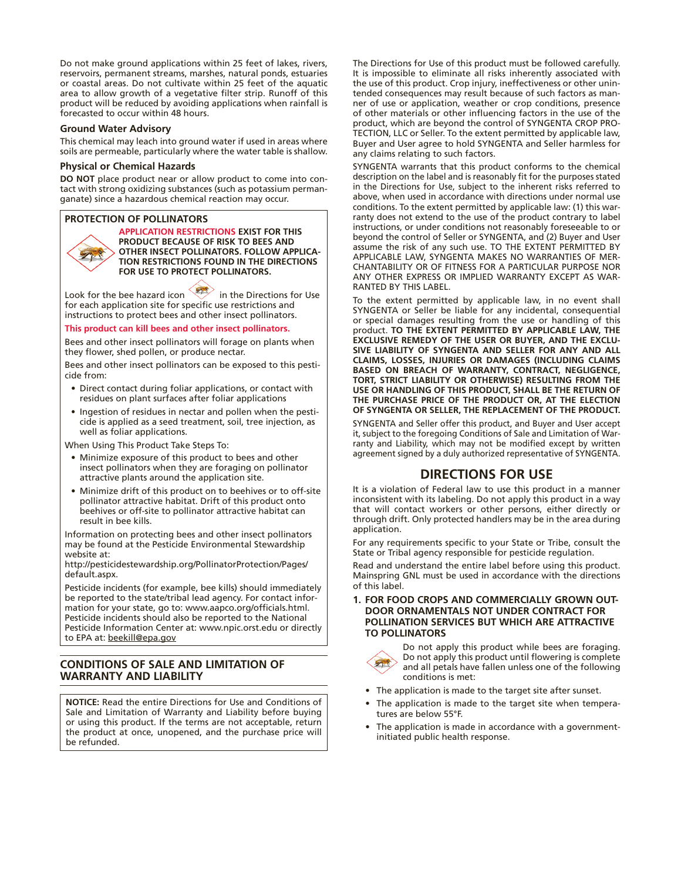Do not make ground applications within 25 feet of lakes, rivers, reservoirs, permanent streams, marshes, natural ponds, estuaries or coastal areas. Do not cultivate within 25 feet of the aquatic area to allow growth of a vegetative filter strip. Runoff of this product will be reduced by avoiding applications when rainfall is forecasted to occur within 48 hours.

### Ground Water Advisory

This chemical may leach into ground water if used in areas where soils are permeable, particularly where the water table is shallow.

### Physical or Chemical Hazards

**DO NOT** place product near or allow product to come into contact with strong oxidizing substances (such as potassium permanganate) since a hazardous chemical reaction may occur.

### PROTECTION OF POLLINATORS

**APPLICATION RESTRICTIONS EXIST FOR THIS PRODUCT BECAUSE OF RISK TO BEES AND OTHER INSECT POLLINATORS. FOLLOW APPLICATION RESTRICTIONS FOUND IN THE DIRECTIONS FOR USE TO PROTECT POLLINATORS.**

Look for the bee hazard icon in the Directions for Use for each application site for specific use restrictions and instructions to protect bees and other insect pollinators.

**This product can kill bees and other insect pollinators.**

Bees and other insect pollinators will forage on plants when they flower, shed pollen, or produce nectar.

Bees and other insect pollinators can be exposed to this pesticide from:

- Direct contact during foliar applications, or contact with residues on plant surfaces after foliar applications
- Ingestion of residues in nectar and pollen when the pesticide is applied as a seed treatment, soil, tree injection, as well as foliar applications.

When Using This Product Take Steps To:

- Minimize exposure of this product to bees and other insect pollinators when they are foraging on pollinator attractive plants around the application site.
- Minimize drift of this product on to beehives or to off-site pollinator attractive habitat. Drift of this product onto beehives or off-site to pollinator attractive habitat can result in bee kills.

Information on protecting bees and other insect pollinators may be found at the Pesticide Environmental Stewardship website at:
http://pesticidestewardship.org/PollinatorProtection/Pages/default.aspx.

Pesticide incidents (for example, bee kills) should immediately be reported to the state/tribal lead agency. For contact information for your state, go to: www.aapco.org/officials.html. Pesticide incidents should also be reported to the National Pesticide Information Center at: www.npic.orst.edu or directly to EPA at: beekill@epa.gov

## CONDITIONS OF SALE AND LIMITATION OF WARRANTY AND LIABILITY

**NOTICE:** Read the entire Directions for Use and Conditions of Sale and Limitation of Warranty and Liability before buying or using this product. If the terms are not acceptable, return the product at once, unopened, and the purchase price will be refunded.

The Directions for Use of this product must be followed carefully. It is impossible to eliminate all risks inherently associated with the use of this product. Crop injury, ineffectiveness or other unintended consequences may result because of such factors as manner of use or application, weather or crop conditions, presence of other materials or other influencing factors in the use of the product, which are beyond the control of SYNGENTA CROP PROTECTION, LLC or Seller. To the extent permitted by applicable law, Buyer and User agree to hold SYNGENTA and Seller harmless for any claims relating to such factors.

SYNGENTA warrants that this product conforms to the chemical description on the label and is reasonably fit for the purposes stated in the Directions for Use, subject to the inherent risks referred to above, when used in accordance with directions under normal use conditions. To the extent permitted by applicable law: (1) this warranty does not extend to the use of the product contrary to label instructions, or under conditions not reasonably foreseeable to or beyond the control of Seller or SYNGENTA, and (2) Buyer and User assume the risk of any such use. TO THE EXTENT PERMITTED BY APPLICABLE LAW, SYNGENTA MAKES NO WARRANTIES OF MERCHANTABILITY OR OF FITNESS FOR A PARTICULAR PURPOSE NOR ANY OTHER EXPRESS OR IMPLIED WARRANTY EXCEPT AS WARRANTED BY THIS LABEL.

To the extent permitted by applicable law, in no event shall SYNGENTA or Seller be liable for any incidental, consequential or special damages resulting from the use or handling of this product. **TO THE EXTENT PERMITTED BY APPLICABLE LAW, THE EXCLUSIVE REMEDY OF THE USER OR BUYER, AND THE EXCLUSIVE LIABILITY OF SYNGENTA AND SELLER FOR ANY AND ALL CLAIMS, LOSSES, INJURIES OR DAMAGES (INCLUDING CLAIMS BASED ON BREACH OF WARRANTY, CONTRACT, NEGLIGENCE, TORT, STRICT LIABILITY OR OTHERWISE) RESULTING FROM THE USE OR HANDLING OF THIS PRODUCT, SHALL BE THE RETURN OF THE PURCHASE PRICE OF THE PRODUCT OR, AT THE ELECTION OF SYNGENTA OR SELLER, THE REPLACEMENT OF THE PRODUCT.**

SYNGENTA and Seller offer this product, and Buyer and User accept it, subject to the foregoing Conditions of Sale and Limitation of Warranty and Liability, which may not be modified except by written agreement signed by a duly authorized representative of SYNGENTA.

## DIRECTIONS FOR USE

It is a violation of Federal law to use this product in a manner inconsistent with its labeling. Do not apply this product in a way that will contact workers or other persons, either directly or through drift. Only protected handlers may be in the area during application.

For any requirements specific to your State or Tribe, consult the State or Tribal agency responsible for pesticide regulation.

Read and understand the entire label before using this product. Mainspring GNL must be used in accordance with the directions of this label.

### 1. FOR FOOD CROPS AND COMMERCIALLY GROWN OUTDOOR ORNAMENTALS NOT UNDER CONTRACT FOR POLLINATION SERVICES BUT WHICH ARE ATTRACTIVE TO POLLINATORS

Do not apply this product while bees are foraging. Do not apply this product until flowering is complete and all petals have fallen unless one of the following conditions is met:

- The application is made to the target site after sunset.
- The application is made to the target site when temperatures are below 55°F.
- The application is made in accordance with a government-initiated public health response.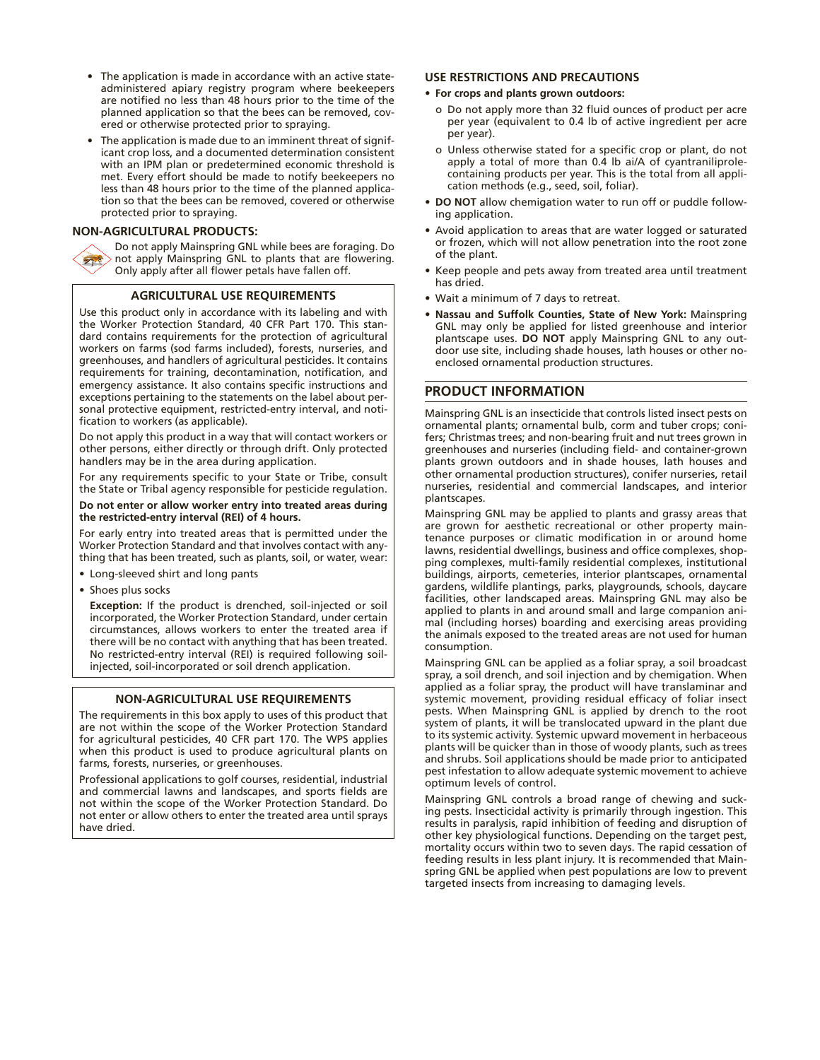- The application is made in accordance with an active state-administered apiary registry program where beekeepers are notified no less than 48 hours prior to the time of the planned application so that the bees can be removed, covered or otherwise protected prior to spraying.
- The application is made due to an imminent threat of significant crop loss, and a documented determination consistent with an IPM plan or predetermined economic threshold is met. Every effort should be made to notify beekeepers no less than 48 hours prior to the time of the planned application so that the bees can be removed, covered or otherwise protected prior to spraying.

**NON-AGRICULTURAL PRODUCTS:**

Do not apply Mainspring GNL while bees are foraging. Do not apply Mainspring GNL to plants that are flowering. Only apply after all flower petals have fallen off.

### AGRICULTURAL USE REQUIREMENTS

Use this product only in accordance with its labeling and with the Worker Protection Standard, 40 CFR Part 170. This standard contains requirements for the protection of agricultural workers on farms (sod farms included), forests, nurseries, and greenhouses, and handlers of agricultural pesticides. It contains requirements for training, decontamination, notification, and emergency assistance. It also contains specific instructions and exceptions pertaining to the statements on the label about personal protective equipment, restricted-entry interval, and notification to workers (as applicable).

Do not apply this product in a way that will contact workers or other persons, either directly or through drift. Only protected handlers may be in the area during application.

For any requirements specific to your State or Tribe, consult the State or Tribal agency responsible for pesticide regulation.

**Do not enter or allow worker entry into treated areas during the restricted-entry interval (REI) of 4 hours.**

For early entry into treated areas that is permitted under the Worker Protection Standard and that involves contact with anything that has been treated, such as plants, soil, or water, wear:

- Long-sleeved shirt and long pants
- Shoes plus socks

**Exception:** If the product is drenched, soil-injected or soil incorporated, the Worker Protection Standard, under certain circumstances, allows workers to enter the treated area if there will be no contact with anything that has been treated. No restricted-entry interval (REI) is required following soil-injected, soil-incorporated or soil drench application.

### NON-AGRICULTURAL USE REQUIREMENTS

The requirements in this box apply to uses of this product that are not within the scope of the Worker Protection Standard for agricultural pesticides, 40 CFR part 170. The WPS applies when this product is used to produce agricultural plants on farms, forests, nurseries, or greenhouses.

Professional applications to golf courses, residential, industrial and commercial lawns and landscapes, and sports fields are not within the scope of the Worker Protection Standard. Do not enter or allow others to enter the treated area until sprays have dried.

**USE RESTRICTIONS AND PRECAUTIONS**

- **For crops and plants grown outdoors:**
  - Do not apply more than 32 fluid ounces of product per acre per year (equivalent to 0.4 lb of active ingredient per acre per year).
  - Unless otherwise stated for a specific crop or plant, do not apply a total of more than 0.4 lb ai/A of cyantraniliprole-containing products per year. This is the total from all application methods (e.g., seed, soil, foliar).
- **DO NOT** allow chemigation water to run off or puddle following application.
- Avoid application to areas that are water logged or saturated or frozen, which will not allow penetration into the root zone of the plant.
- Keep people and pets away from treated area until treatment has dried.
- Wait a minimum of 7 days to retreat.
- **Nassau and Suffolk Counties, State of New York:** Mainspring GNL may only be applied for listed greenhouse and interior plantscape uses. **DO NOT** apply Mainspring GNL to any outdoor use site, including shade houses, lath houses or other no-enclosed ornamental production structures.

## PRODUCT INFORMATION

Mainspring GNL is an insecticide that controls listed insect pests on ornamental plants; ornamental bulb, corm and tuber crops; conifers; Christmas trees; and non-bearing fruit and nut trees grown in greenhouses and nurseries (including field- and container-grown plants grown outdoors and in shade houses, lath houses and other ornamental production structures), conifer nurseries, retail nurseries, residential and commercial landscapes, and interior plantscapes.

Mainspring GNL may be applied to plants and grassy areas that are grown for aesthetic recreational or other property maintenance purposes or climatic modification in or around home lawns, residential dwellings, business and office complexes, shopping complexes, multi-family residential complexes, institutional buildings, airports, cemeteries, interior plantscapes, ornamental gardens, wildlife plantings, parks, playgrounds, schools, daycare facilities, other landscaped areas. Mainspring GNL may also be applied to plants in and around small and large companion animal (including horses) boarding and exercising areas providing the animals exposed to the treated areas are not used for human consumption.

Mainspring GNL can be applied as a foliar spray, a soil broadcast spray, a soil drench, and soil injection and by chemigation. When applied as a foliar spray, the product will have translaminar and systemic movement, providing residual efficacy of foliar insect pests. When Mainspring GNL is applied by drench to the root system of plants, it will be translocated upward in the plant due to its systemic activity. Systemic upward movement in herbaceous plants will be quicker than in those of woody plants, such as trees and shrubs. Soil applications should be made prior to anticipated pest infestation to allow adequate systemic movement to achieve optimum levels of control.

Mainspring GNL controls a broad range of chewing and sucking pests. Insecticidal activity is primarily through ingestion. This results in paralysis, rapid inhibition of feeding and disruption of other key physiological functions. Depending on the target pest, mortality occurs within two to seven days. The rapid cessation of feeding results in less plant injury. It is recommended that Mainspring GNL be applied when pest populations are low to prevent targeted insects from increasing to damaging levels.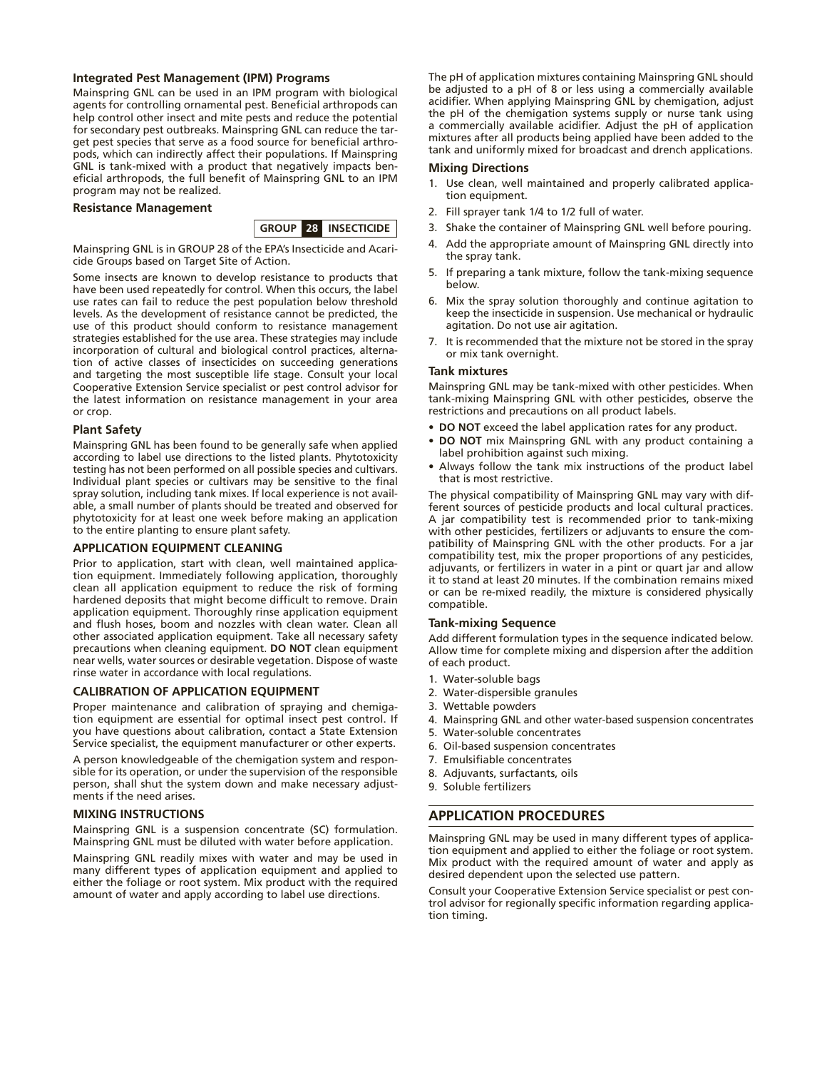### Integrated Pest Management (IPM) Programs

Mainspring GNL can be used in an IPM program with biological agents for controlling ornamental pest. Beneficial arthropods can help control other insect and mite pests and reduce the potential for secondary pest outbreaks. Mainspring GNL can reduce the target pest species that serve as a food source for beneficial arthropods, which can indirectly affect their populations. If Mainspring GNL is tank-mixed with a product that negatively impacts beneficial arthropods, the full benefit of Mainspring GNL to an IPM program may not be realized.

### Resistance Management

**GROUP 28 INSECTICIDE**

Mainspring GNL is in GROUP 28 of the EPA's Insecticide and Acaricide Groups based on Target Site of Action.

Some insects are known to develop resistance to products that have been used repeatedly for control. When this occurs, the label use rates can fail to reduce the pest population below threshold levels. As the development of resistance cannot be predicted, the use of this product should conform to resistance management strategies established for the use area. These strategies may include incorporation of cultural and biological control practices, alternation of active classes of insecticides on succeeding generations and targeting the most susceptible life stage. Consult your local Cooperative Extension Service specialist or pest control advisor for the latest information on resistance management in your area or crop.

### Plant Safety

Mainspring GNL has been found to be generally safe when applied according to label use directions to the listed plants. Phytotoxicity testing has not been performed on all possible species and cultivars. Individual plant species or cultivars may be sensitive to the final spray solution, including tank mixes. If local experience is not available, a small number of plants should be treated and observed for phytotoxicity for at least one week before making an application to the entire planting to ensure plant safety.

### APPLICATION EQUIPMENT CLEANING

Prior to application, start with clean, well maintained application equipment. Immediately following application, thoroughly clean all application equipment to reduce the risk of forming hardened deposits that might become difficult to remove. Drain application equipment. Thoroughly rinse application equipment and flush hoses, boom and nozzles with clean water. Clean all other associated application equipment. Take all necessary safety precautions when cleaning equipment. **DO NOT** clean equipment near wells, water sources or desirable vegetation. Dispose of waste rinse water in accordance with local regulations.

### CALIBRATION OF APPLICATION EQUIPMENT

Proper maintenance and calibration of spraying and chemigation equipment are essential for optimal insect pest control. If you have questions about calibration, contact a State Extension Service specialist, the equipment manufacturer or other experts.

A person knowledgeable of the chemigation system and responsible for its operation, or under the supervision of the responsible person, shall shut the system down and make necessary adjustments if the need arises.

### MIXING INSTRUCTIONS

Mainspring GNL is a suspension concentrate (SC) formulation. Mainspring GNL must be diluted with water before application.

Mainspring GNL readily mixes with water and may be used in many different types of application equipment and applied to either the foliage or root system. Mix product with the required amount of water and apply according to label use directions.

The pH of application mixtures containing Mainspring GNL should be adjusted to a pH of 8 or less using a commercially available acidifier. When applying Mainspring GNL by chemigation, adjust the pH of the chemigation systems supply or nurse tank using a commercially available acidifier. Adjust the pH of application mixtures after all products being applied have been added to the tank and uniformly mixed for broadcast and drench applications.

### Mixing Directions

1. Use clean, well maintained and properly calibrated application equipment.
2. Fill sprayer tank 1/4 to 1/2 full of water.
3. Shake the container of Mainspring GNL well before pouring.
4. Add the appropriate amount of Mainspring GNL directly into the spray tank.
5. If preparing a tank mixture, follow the tank-mixing sequence below.
6. Mix the spray solution thoroughly and continue agitation to keep the insecticide in suspension. Use mechanical or hydraulic agitation. Do not use air agitation.
7. It is recommended that the mixture not be stored in the spray or mix tank overnight.

### Tank mixtures

Mainspring GNL may be tank-mixed with other pesticides. When tank-mixing Mainspring GNL with other pesticides, observe the restrictions and precautions on all product labels.

- **DO NOT** exceed the label application rates for any product.
- **DO NOT** mix Mainspring GNL with any product containing a label prohibition against such mixing.
- Always follow the tank mix instructions of the product label that is most restrictive.

The physical compatibility of Mainspring GNL may vary with different sources of pesticide products and local cultural practices. A jar compatibility test is recommended prior to tank-mixing with other pesticides, fertilizers or adjuvants to ensure the compatibility of Mainspring GNL with the other products. For a jar compatibility test, mix the proper proportions of any pesticides, adjuvants, or fertilizers in water in a pint or quart jar and allow it to stand at least 20 minutes. If the combination remains mixed or can be re-mixed readily, the mixture is considered physically compatible.

### Tank-mixing Sequence

Add different formulation types in the sequence indicated below. Allow time for complete mixing and dispersion after the addition of each product.

1. Water-soluble bags
2. Water-dispersible granules
3. Wettable powders
4. Mainspring GNL and other water-based suspension concentrates
5. Water-soluble concentrates
6. Oil-based suspension concentrates
7. Emulsifiable concentrates
8. Adjuvants, surfactants, oils
9. Soluble fertilizers

## APPLICATION PROCEDURES

Mainspring GNL may be used in many different types of application equipment and applied to either the foliage or root system. Mix product with the required amount of water and apply as desired dependent upon the selected use pattern.

Consult your Cooperative Extension Service specialist or pest control advisor for regionally specific information regarding application timing.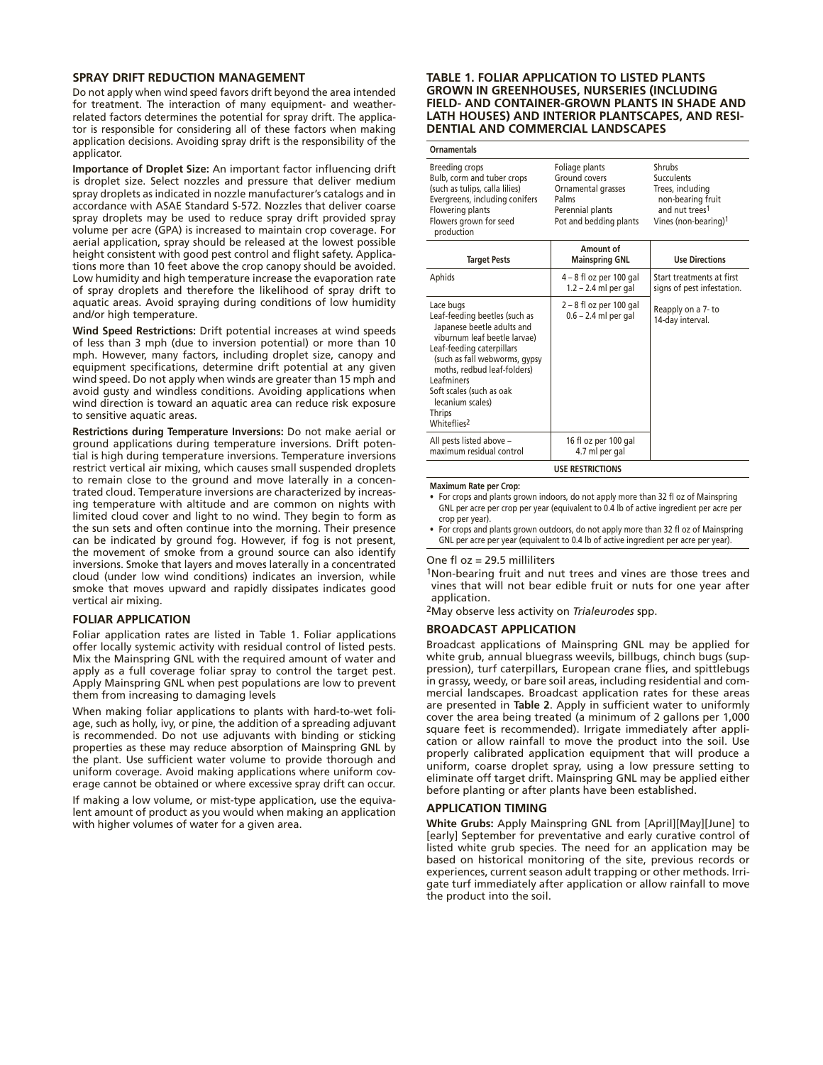## SPRAY DRIFT REDUCTION MANAGEMENT

Do not apply when wind speed favors drift beyond the area intended for treatment. The interaction of many equipment- and weather-related factors determines the potential for spray drift. The applicator is responsible for considering all of these factors when making application decisions. Avoiding spray drift is the responsibility of the applicator.

**Importance of Droplet Size:** An important factor influencing drift is droplet size. Select nozzles and pressure that deliver medium spray droplets as indicated in nozzle manufacturer's catalogs and in accordance with ASAE Standard S-572. Nozzles that deliver coarse spray droplets may be used to reduce spray drift provided spray volume per acre (GPA) is increased to maintain crop coverage. For aerial application, spray should be released at the lowest possible height consistent with good pest control and flight safety. Applications more than 10 feet above the crop canopy should be avoided. Low humidity and high temperature increase the evaporation rate of spray droplets and therefore the likelihood of spray drift to aquatic areas. Avoid spraying during conditions of low humidity and/or high temperature.

**Wind Speed Restrictions:** Drift potential increases at wind speeds of less than 3 mph (due to inversion potential) or more than 10 mph. However, many factors, including droplet size, canopy and equipment specifications, determine drift potential at any given wind speed. Do not apply when winds are greater than 15 mph and avoid gusty and windless conditions. Avoiding applications when wind direction is toward an aquatic area can reduce risk exposure to sensitive aquatic areas.

**Restrictions during Temperature Inversions:** Do not make aerial or ground applications during temperature inversions. Drift potential is high during temperature inversions. Temperature inversions restrict vertical air mixing, which causes small suspended droplets to remain close to the ground and move laterally in a concentrated cloud. Temperature inversions are characterized by increasing temperature with altitude and are common on nights with limited cloud cover and light to no wind. They begin to form as the sun sets and often continue into the morning. Their presence can be indicated by ground fog. However, if fog is not present, the movement of smoke from a ground source can also identify inversions. Smoke that layers and moves laterally in a concentrated cloud (under low wind conditions) indicates an inversion, while smoke that moves upward and rapidly dissipates indicates good vertical air mixing.

## FOLIAR APPLICATION

Foliar application rates are listed in Table 1. Foliar applications offer locally systemic activity with residual control of listed pests. Mix the Mainspring GNL with the required amount of water and apply as a full coverage foliar spray to control the target pest. Apply Mainspring GNL when pest populations are low to prevent them from increasing to damaging levels

When making foliar applications to plants with hard-to-wet foliage, such as holly, ivy, or pine, the addition of a spreading adjuvant is recommended. Do not use adjuvants with binding or sticking properties as these may reduce absorption of Mainspring GNL by the plant. Use sufficient water volume to provide thorough and uniform coverage. Avoid making applications where uniform coverage cannot be obtained or where excessive spray drift can occur.

If making a low volume, or mist-type application, use the equivalent amount of product as you would when making an application with higher volumes of water for a given area.

## TABLE 1. FOLIAR APPLICATION TO LISTED PLANTS GROWN IN GREENHOUSES, NURSERIES (INCLUDING FIELD- AND CONTAINER-GROWN PLANTS IN SHADE AND LATH HOUSES) AND INTERIOR PLANTSCAPES, AND RESIDENTIAL AND COMMERCIAL LANDSCAPES

**Ornamentals**

| | | |
|---|---|---|
| Breeding crops | Foliage plants | Shrubs |
| Bulb, corm and tuber crops (such as tulips, calla lilies) | Ground covers | Succulents |
| Evergreens, including conifers | Ornamental grasses | Trees, including non-bearing fruit and nut trees[1] |
| Flowering plants | Palms | Vines (non-bearing)[1] |
| Flowers grown for seed production | Perennial plants | |
| | Pot and bedding plants | |

| Target Pests | Amount of Mainspring GNL | Use Directions |
|---|---|---|
| Aphids | 4 – 8 fl oz per 100 gal<br>1.2 – 2.4 ml per gal | Start treatments at first signs of pest infestation.<br><br>Reapply on a 7- to 14-day interval. |
| Lace bugs<br>Leaf-feeding beetles (such as Japanese beetle adults and viburnum leaf beetle larvae)<br>Leaf-feeding caterpillars (such as fall webworms, gypsy moths, redbud leaf-folders)<br>Leafminers<br>Soft scales (such as oak lecanium scales)<br>Thrips<br>Whiteflies[2] | 2 – 8 fl oz per 100 gal<br>0.6 – 2.4 ml per gal | |
| All pests listed above – maximum residual control | 16 fl oz per 100 gal<br>4.7 ml per gal | |

**USE RESTRICTIONS**

**Maximum Rate per Crop:**

- For crops and plants grown indoors, do not apply more than 32 fl oz of Mainspring GNL per acre per crop per year (equivalent to 0.4 lb of active ingredient per acre per crop per year).
- For crops and plants grown outdoors, do not apply more than 32 fl oz of Mainspring GNL per acre per year (equivalent to 0.4 lb of active ingredient per acre per year).

One fl oz = 29.5 milliliters

[1]Non-bearing fruit and nut trees and vines are those trees and vines that will not bear edible fruit or nuts for one year after application.

[2]May observe less activity on *Trialeurodes* spp.

## BROADCAST APPLICATION

Broadcast applications of Mainspring GNL may be applied for white grub, annual bluegrass weevils, billbugs, chinch bugs (suppression), turf caterpillars, European crane flies, and spittlebugs in grassy, weedy, or bare soil areas, including residential and commercial landscapes. Broadcast application rates for these areas are presented in **Table 2**. Apply in sufficient water to uniformly cover the area being treated (a minimum of 2 gallons per 1,000 square feet is recommended). Irrigate immediately after application or allow rainfall to move the product into the soil. Use properly calibrated application equipment that will produce a uniform, coarse droplet spray, using a low pressure setting to eliminate off target drift. Mainspring GNL may be applied either before planting or after plants have been established.

## APPLICATION TIMING

**White Grubs:** Apply Mainspring GNL from [April][May][June] to [early] September for preventative and early curative control of listed white grub species. The need for an application may be based on historical monitoring of the site, previous records or experiences, current season adult trapping or other methods. Irrigate turf immediately after application or allow rainfall to move the product into the soil.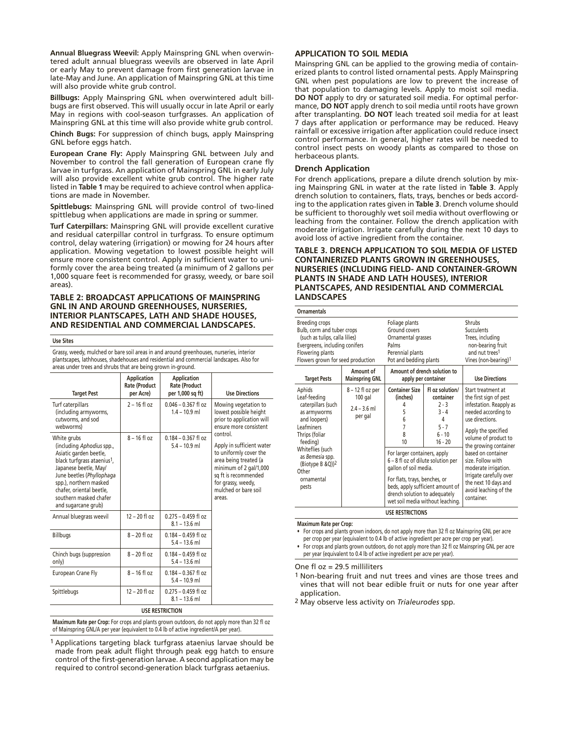**Annual Bluegrass Weevil:** Apply Mainspring GNL when overwintered adult annual bluegrass weevils are observed in late April or early May to prevent damage from first generation larvae in late-May and June. An application of Mainspring GNL at this time will also provide white grub control.

**Billbugs:** Apply Mainspring GNL when overwintered adult billbugs are first observed. This will usually occur in late April or early May in regions with cool-season turfgrasses. An application of Mainspring GNL at this time will also provide white grub control.

**Chinch Bugs:** For suppression of chinch bugs, apply Mainspring GNL before eggs hatch.

**European Crane Fly:** Apply Mainspring GNL between July and November to control the fall generation of European crane fly larvae in turfgrass. An application of Mainspring GNL in early July will also provide excellent white grub control. The higher rate listed in **Table 1** may be required to achieve control when applications are made in November.

**Spittlebugs:** Mainspring GNL will provide control of two-lined spittlebug when applications are made in spring or summer.

**Turf Caterpillars:** Mainspring GNL will provide excellent curative and residual caterpillar control in turfgrass. To ensure optimum control, delay watering (irrigation) or mowing for 24 hours after application. Mowing vegetation to lowest possible height will ensure more consistent control. Apply in sufficient water to uniformly cover the area being treated (a minimum of 2 gallons per 1,000 square feet is recommended for grassy, weedy, or bare soil areas).

### TABLE 2: BROADCAST APPLICATIONS OF MAINSPRING GNL IN AND AROUND GREENHOUSES, NURSERIES, INTERIOR PLANTSCAPES, LATH AND SHADE HOUSES, AND RESIDENTIAL AND COMMERCIAL LANDSCAPES.

**Use Sites**

Grassy, weedy, mulched or bare soil areas in and around greenhouses, nurseries, interior plantscapes, lathhouses, shadehouses and residential and commercial landscapes. Also for areas under trees and shrubs that are being grown in-ground.

| Target Pest | Application Rate (Product per Acre) | Application Rate (Product per 1,000 sq ft) | Use Directions |
|---|---|---|---|
| Turf caterpillars (including armyworms, cutworms, and sod webworms) | 2 – 16 fl oz | 0.046 – 0.367 fl oz 1.4 – 10.9 ml | Mowing vegetation to lowest possible height prior to application will ensure more consistent control. Apply in sufficient water to uniformly cover the area being treated (a minimum of 2 gal/1,000 sq ft is recommended for grassy, weedy, mulched or bare soil areas. |
| White grubs (including *Aphodius* spp., Asiatic garden beetle, black turfgrass ataenius[1], Japanese beetle, May/ June beetles (*Phyllophaga* spp.), northern masked chafer, oriental beetle, southern masked chafer and sugarcane grub) | 8 – 16 fl oz | 0.184 – 0.367 fl oz 5.4 – 10.9 ml | |
| Annual bluegrass weevil | 12 – 20 fl oz | 0.275 – 0.459 fl oz 8.1 – 13.6 ml | |
| Billbugs | 8 – 20 fl oz | 0.184 – 0.459 fl oz 5.4 – 13.6 ml | |
| Chinch bugs (suppression only) | 8 – 20 fl oz | 0.184 – 0.459 fl oz 5.4 – 13.6 ml | |
| European Crane Fly | 8 – 16 fl oz | 0.184 – 0.367 fl oz 5.4 – 10.9 ml | |
| Spittlebugs | 12 – 20 fl oz | 0.275 – 0.459 fl oz 8.1 – 13.6 ml | |

**USE RESTRICTION**

**Maximum Rate per Crop:** For crops and plants grown outdoors, do not apply more than 32 fl oz of Mainspring GNL/A per year (equivalent to 0.4 lb of active ingredient/A per year).

[1] Applications targeting black turfgrass ataenius larvae should be made from peak adult flight through peak egg hatch to ensure control of the first-generation larvae. A second application may be required to control second-generation black turfgrass aetaenius.

## APPLICATION TO SOIL MEDIA

Mainspring GNL can be applied to the growing media of containerized plants to control listed ornamental pests. Apply Mainspring GNL when pest populations are low to prevent the increase of that population to damaging levels. Apply to moist soil media. **DO NOT** apply to dry or saturated soil media. For optimal performance, **DO NOT** apply drench to soil media until roots have grown after transplanting. **DO NOT** leach treated soil media for at least 7 days after application or performance may be reduced. Heavy rainfall or excessive irrigation after application could reduce insect control performance. In general, higher rates will be needed to control insect pests on woody plants as compared to those on herbaceous plants.

### Drench Application

For drench applications, prepare a dilute drench solution by mixing Mainspring GNL in water at the rate listed in **Table 3**. Apply drench solution to containers, flats, trays, benches or beds according to the application rates given in **Table 3**. Drench volume should be sufficient to thoroughly wet soil media without overflowing or leaching from the container. Follow the drench application with moderate irrigation. Irrigate carefully during the next 10 days to avoid loss of active ingredient from the container.

### TABLE 3. DRENCH APPLICATION TO SOIL MEDIA OF LISTED CONTAINERIZED PLANTS GROWN IN GREENHOUSES, NURSERIES (INCLUDING FIELD- AND CONTAINER-GROWN PLANTS IN SHADE AND LATH HOUSES), INTERIOR PLANTSCAPES, AND RESIDENTIAL AND COMMERCIAL LANDSCAPES

**Ornamentals**

| Breeding crops<br>Bulb, corm and tuber crops (such as tulips, calla lilies)<br>Evergreens, including conifers<br>Flowering plants<br>Flowers grown for seed production | | Foliage plants<br>Ground covers<br>Ornamental grasses<br>Palms<br>Perennial plants<br>Pot and bedding plants | | Shrubs<br>Succulents<br>Trees, including non-bearing fruit and nut trees[1]<br>Vines (non-bearing)[1] |
|---|---|---|---|---|
| **Target Pests** | **Amount of Mainspring GNL** | **Amount of drench solution to apply per container** | | **Use Directions** |
| Aphids<br>Leaf-feeding caterpillars (such as armyworms and loopers)<br>Leafminers<br>Thrips (foliar feeding)<br>Whiteflies (such as *Bemesia* spp. (Biotype B &Q))[2]<br>Other ornamental pests | 8 – 12 fl oz per 100 gal<br>2.4 – 3.6 ml per gal | **Container Size (inches)**<br>4<br>5<br>6<br>7<br>8<br>10 | **Fl oz solution/ container**<br>2 - 3<br>3 - 4<br>4<br>5 - 7<br>6 - 10<br>16 - 20 | Start treatment at the first sign of pest infestation. Reapply as needed according to use directions.<br>Apply the specified volume of product to the growing container based on container size. Follow with moderate irrigation. Irrigate carefully over the next 10 days and avoid leaching of the container. |
| | | For larger containers, apply 6 – 8 fl oz of dilute solution per gallon of soil media.<br>For flats, trays, benches, or beds, apply sufficient amount of drench solution to adequately wet soil media without leaching. | | |

**USE RESTRICTIONS**

**Maximum Rate per Crop:**

- For crops and plants grown indoors, do not apply more than 32 fl oz Mainspring GNL per acre per crop per year (equivalent to 0.4 lb of active ingredient per acre per crop per year).
- For crops and plants grown outdoors, do not apply more than 32 fl oz Mainspring GNL per acre per year (equivalent to 0.4 lb of active ingredient per acre per year).

One fl oz = 29.5 milliliters

[1] Non-bearing fruit and nut trees and vines are those trees and vines that will not bear edible fruit or nuts for one year after application.

[2] May observe less activity on *Trialeurodes* spp.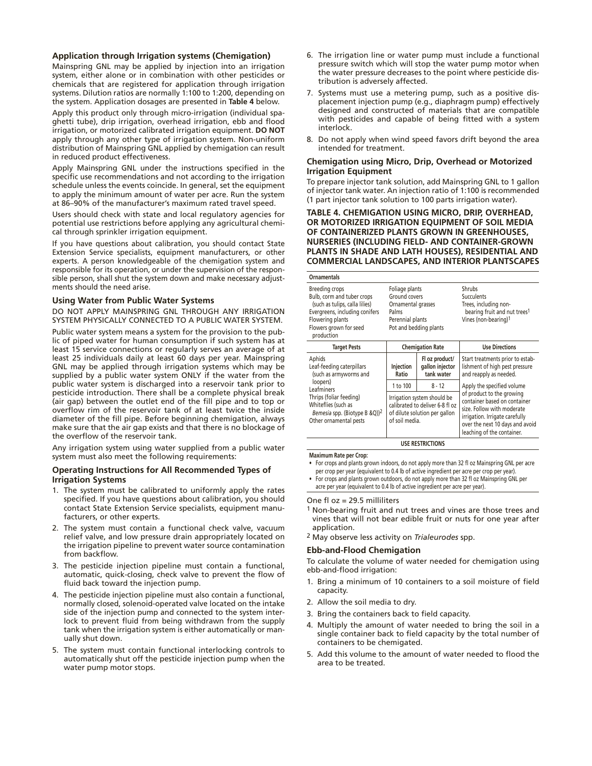### Application through Irrigation systems (Chemigation)

Mainspring GNL may be applied by injection into an irrigation system, either alone or in combination with other pesticides or chemicals that are registered for application through irrigation systems. Dilution ratios are normally 1:100 to 1:200, depending on the system. Application dosages are presented in **Table 4** below.

Apply this product only through micro-irrigation (individual spaghetti tube), drip irrigation, overhead irrigation, ebb and flood irrigation, or motorized calibrated irrigation equipment. **DO NOT** apply through any other type of irrigation system. Non-uniform distribution of Mainspring GNL applied by chemigation can result in reduced product effectiveness.

Apply Mainspring GNL under the instructions specified in the specific use recommendations and not according to the irrigation schedule unless the events coincide. In general, set the equipment to apply the minimum amount of water per acre. Run the system at 86–90% of the manufacturer's maximum rated travel speed.

Users should check with state and local regulatory agencies for potential use restrictions before applying any agricultural chemical through sprinkler irrigation equipment.

If you have questions about calibration, you should contact State Extension Service specialists, equipment manufacturers, or other experts. A person knowledgeable of the chemigation system and responsible for its operation, or under the supervision of the responsible person, shall shut the system down and make necessary adjustments should the need arise.

### Using Water from Public Water Systems

DO NOT APPLY MAINSPRING GNL THROUGH ANY IRRIGATION SYSTEM PHYSICALLY CONNECTED TO A PUBLIC WATER SYSTEM.

Public water system means a system for the provision to the public of piped water for human consumption if such system has at least 15 service connections or regularly serves an average of at least 25 individuals daily at least 60 days per year. Mainspring GNL may be applied through irrigation systems which may be supplied by a public water system ONLY if the water from the public water system is discharged into a reservoir tank prior to pesticide introduction. There shall be a complete physical break (air gap) between the outlet end of the fill pipe and to top or overflow rim of the reservoir tank of at least twice the inside diameter of the fill pipe. Before beginning chemigation, always make sure that the air gap exists and that there is no blockage of the overflow of the reservoir tank.

Any irrigation system using water supplied from a public water system must also meet the following requirements:

### Operating Instructions for All Recommended Types of Irrigation Systems

1. The system must be calibrated to uniformly apply the rates specified. If you have questions about calibration, you should contact State Extension Service specialists, equipment manufacturers, or other experts.
2. The system must contain a functional check valve, vacuum relief valve, and low pressure drain appropriately located on the irrigation pipeline to prevent water source contamination from backflow.
3. The pesticide injection pipeline must contain a functional, automatic, quick-closing, check valve to prevent the flow of fluid back toward the injection pump.
4. The pesticide injection pipeline must also contain a functional, normally closed, solenoid-operated valve located on the intake side of the injection pump and connected to the system interlock to prevent fluid from being withdrawn from the supply tank when the irrigation system is either automatically or manually shut down.
5. The system must contain functional interlocking controls to automatically shut off the pesticide injection pump when the water pump motor stops.
6. The irrigation line or water pump must include a functional pressure switch which will stop the water pump motor when the water pressure decreases to the point where pesticide distribution is adversely affected.
7. Systems must use a metering pump, such as a positive displacement injection pump (e.g., diaphragm pump) effectively designed and constructed of materials that are compatible with pesticides and capable of being fitted with a system interlock.
8. Do not apply when wind speed favors drift beyond the area intended for treatment.

### Chemigation using Micro, Drip, Overhead or Motorized Irrigation Equipment

To prepare injector tank solution, add Mainspring GNL to 1 gallon of injector tank water. An injection ratio of 1:100 is recommended (1 part injector tank solution to 100 parts irrigation water).

**TABLE 4. CHEMIGATION USING MICRO, DRIP, OVERHEAD, OR MOTORIZED IRRIGATION EQUIPMENT OF SOIL MEDIA OF CONTAINERIZED PLANTS GROWN IN GREENHOUSES, NURSERIES (INCLUDING FIELD- AND CONTAINER-GROWN PLANTS IN SHADE AND LATH HOUSES), RESIDENTIAL AND COMMERCIAL LANDSCAPES, AND INTERIOR PLANTSCAPES**

**Ornamentals**

| | | |
|---|---|---|
| Breeding crops<br>Bulb, corm and tuber crops (such as tulips, calla lilies)<br>Evergreens, including conifers<br>Flowering plants<br>Flowers grown for seed production | Foliage plants<br>Ground covers<br>Ornamental grasses<br>Palms<br>Perennial plants<br>Pot and bedding plants | Shrubs<br>Succulents<br>Trees, including non-bearing fruit and nut trees[1]<br>Vines (non-bearing)[1] |

| Target Pests | Chemigation Rate | | Use Directions |
|---|---|---|---|
| Aphids<br>Leaf-feeding caterpillars (such as armyworms and loopers)<br>Leafminers<br>Thrips (foliar feeding)<br>Whiteflies (such as *Bemesia* spp. (Biotype B &Q))[2]<br>Other ornamental pests | **Injection Ratio** | **Fl oz product/ gallon injector tank water** | Start treatments prior to establishment of high pest pressure and reapply as needed.<br><br>Apply the specified volume of product to the growing container based on container size. Follow with moderate irrigation. Irrigate carefully over the next 10 days and avoid leaching of the container. |
| | 1 to 100 | 8 - 12 | |
| | Irrigation system should be calibrated to deliver 6-8 fl oz of dilute solution per gallon of soil media. | | |

**USE RESTRICTIONS**

**Maximum Rate per Crop:**

- For crops and plants grown indoors, do not apply more than 32 fl oz Mainspring GNL per acre per crop per year (equivalent to 0.4 lb of active ingredient per acre per crop per year).
- For crops and plants grown outdoors, do not apply more than 32 fl oz Mainspring GNL per acre per year (equivalent to 0.4 lb of active ingredient per acre per year).

One fl oz = 29.5 milliliters

[1] Non-bearing fruit and nut trees and vines are those trees and vines that will not bear edible fruit or nuts for one year after application.

[2] May observe less activity on *Trialeurodes* spp.

### Ebb-and-Flood Chemigation

To calculate the volume of water needed for chemigation using ebb-and-flood irrigation:

1. Bring a minimum of 10 containers to a soil moisture of field capacity.
2. Allow the soil media to dry.
3. Bring the containers back to field capacity.
4. Multiply the amount of water needed to bring the soil in a single container back to field capacity by the total number of containers to be chemigated.
5. Add this volume to the amount of water needed to flood the area to be treated.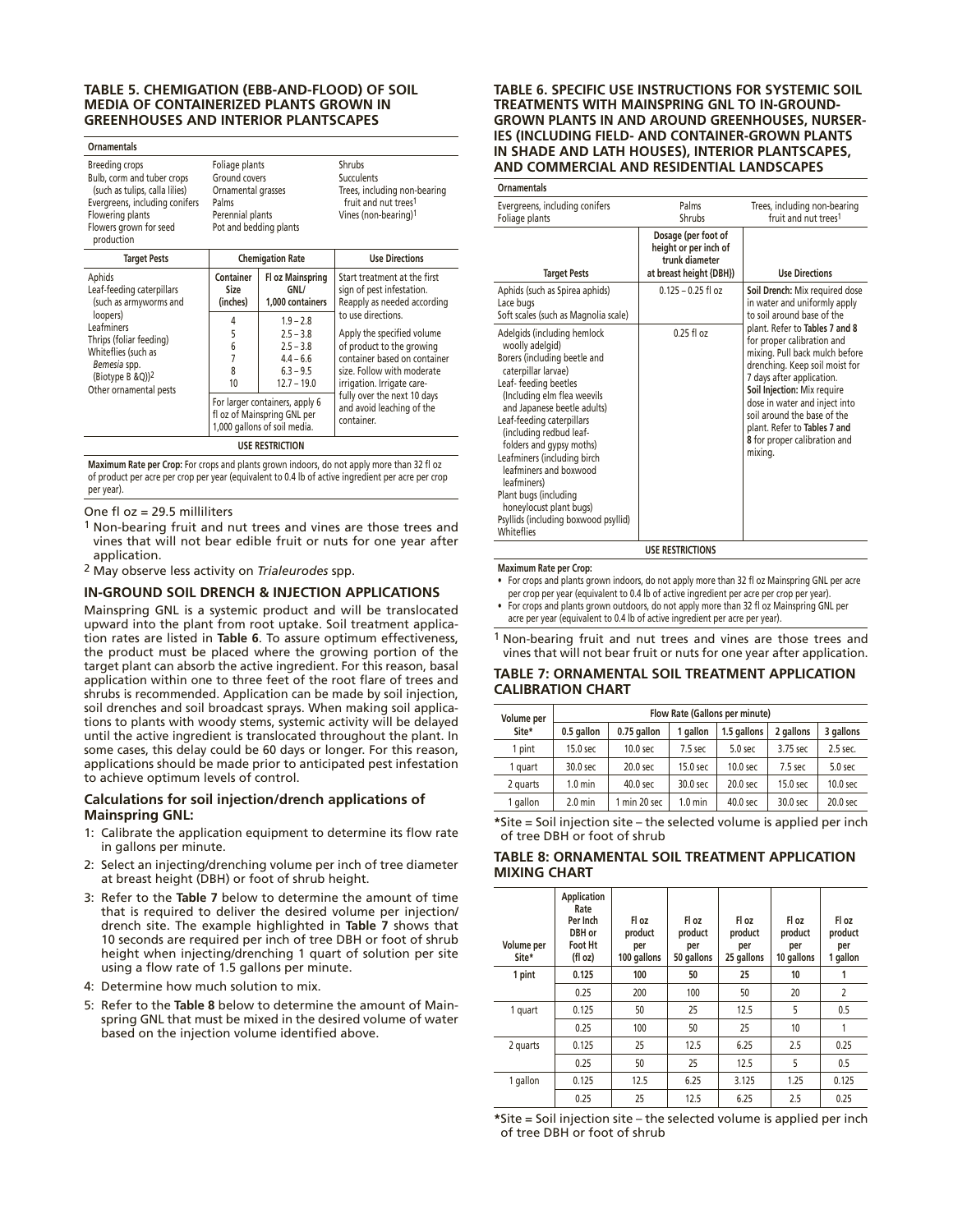### TABLE 5. CHEMIGATION (EBB-AND-FLOOD) OF SOIL MEDIA OF CONTAINERIZED PLANTS GROWN IN GREENHOUSES AND INTERIOR PLANTSCAPES

**Ornamentals**

| | | |
|---|---|---|
| Breeding crops<br>Bulb, corm and tuber crops (such as tulips, calla lilies)<br>Evergreens, including conifers<br>Flowering plants<br>Flowers grown for seed production | Foliage plants<br>Ground covers<br>Ornamental grasses<br>Palms<br>Perennial plants<br>Pot and bedding plants | Shrubs<br>Succulents<br>Trees, including non-bearing fruit and nut trees[1]<br>Vines (non-bearing)[1] |

| Target Pests | Chemigation Rate | | Use Directions |
|---|---|---|---|
| | Container Size (inches) | Fl oz Mainspring GNL/ 1,000 containers | |
| Aphids<br>Leaf-feeding caterpillars (such as armyworms and loopers)<br>Leafminers<br>Thrips (foliar feeding)<br>Whiteflies (such as *Bemesia* spp. (Biotype B &Q))[2]<br>Other ornamental pests | 4 | 1.9 – 2.8 | Start treatment at the first sign of pest infestation. Reapply as needed according to use directions.<br><br>Apply the specified volume of product to the growing container based on container size. Follow with moderate irrigation. Irrigate carefully over the next 10 days and avoid leaching of the container. |
| | 5 | 2.5 – 3.8 | |
| | 6 | 2.5 – 3.8 | |
| | 7 | 4.4 – 6.6 | |
| | 8 | 6.3 – 9.5 | |
| | 10 | 12.7 – 19.0 | |
| | For larger containers, apply 6 fl oz of Mainspring GNL per 1,000 gallons of soil media. | | |

**USE RESTRICTION**

**Maximum Rate per Crop:** For crops and plants grown indoors, do not apply more than 32 fl oz of product per acre per crop per year (equivalent to 0.4 lb of active ingredient per acre per crop per year).

One fl oz = 29.5 milliliters

[1] Non-bearing fruit and nut trees and vines are those trees and vines that will not bear edible fruit or nuts for one year after application.

[2] May observe less activity on *Trialeurodes* spp.

## IN-GROUND SOIL DRENCH & INJECTION APPLICATIONS

Mainspring GNL is a systemic product and will be translocated upward into the plant from root uptake. Soil treatment application rates are listed in **Table 6**. To assure optimum effectiveness, the product must be placed where the growing portion of the target plant can absorb the active ingredient. For this reason, basal application within one to three feet of the root flare of trees and shrubs is recommended. Application can be made by soil injection, soil drenches and soil broadcast sprays. When making soil applications to plants with woody stems, systemic activity will be delayed until the active ingredient is translocated throughout the plant. In some cases, this delay could be 60 days or longer. For this reason, applications should be made prior to anticipated pest infestation to achieve optimum levels of control.

### Calculations for soil injection/drench applications of Mainspring GNL:

1: Calibrate the application equipment to determine its flow rate in gallons per minute.

2: Select an injecting/drenching volume per inch of tree diameter at breast height (DBH) or foot of shrub height.

3: Refer to the **Table 7** below to determine the amount of time that is required to deliver the desired volume per injection/drench site. The example highlighted in **Table 7** shows that 10 seconds are required per inch of tree DBH or foot of shrub height when injecting/drenching 1 quart of solution per site using a flow rate of 1.5 gallons per minute.

4: Determine how much solution to mix.

5: Refer to the **Table 8** below to determine the amount of Mainspring GNL that must be mixed in the desired volume of water based on the injection volume identified above.

### TABLE 6. SPECIFIC USE INSTRUCTIONS FOR SYSTEMIC SOIL TREATMENTS WITH MAINSPRING GNL TO IN-GROUND-GROWN PLANTS IN AND AROUND GREENHOUSES, NURSERIES (INCLUDING FIELD- AND CONTAINER-GROWN PLANTS IN SHADE AND LATH HOUSES), INTERIOR PLANTSCAPES, AND COMMERCIAL AND RESIDENTIAL LANDSCAPES

**Ornamentals**

| | | |
|---|---|---|
| Evergreens, including conifers<br>Foliage plants | Palms<br>Shrubs | Trees, including non-bearing fruit and nut trees[1] |

| Target Pests | Dosage (per foot of height or per inch of trunk diameter at breast height (DBH)) | Use Directions |
|---|---|---|
| Aphids (such as Spirea aphids)<br>Lace bugs<br>Soft scales (such as Magnolia scale) | 0.125 – 0.25 fl oz | **Soil Drench:** Mix required dose in water and uniformly apply to soil around base of the plant. Refer to **Tables 7 and 8** for proper calibration and mixing. Pull back mulch before drenching. Keep soil moist for 7 days after application.<br>**Soil Injection:** Mix require dose in water and inject into soil around the base of the plant. Refer to **Tables 7 and 8** for proper calibration and mixing. |
| Adelgids (including hemlock woolly adelgid)<br>Borers (including beetle and caterpillar larvae)<br>Leaf- feeding beetles (Including elm flea weevils and Japanese beetle adults)<br>Leaf-feeding caterpillars (including redbud leaf-folders and gypsy moths)<br>Leafminers (including birch leafminers and boxwood leafminers)<br>Plant bugs (including honeylocust plant bugs)<br>Psyllids (including boxwood psyllid)<br>Whiteflies | 0.25 fl oz | |

**USE RESTRICTIONS**

**Maximum Rate per Crop:**

- For crops and plants grown indoors, do not apply more than 32 fl oz Mainspring GNL per acre per crop per year (equivalent to 0.4 lb of active ingredient per acre per crop per year).
- For crops and plants grown outdoors, do not apply more than 32 fl oz Mainspring GNL per acre per year (equivalent to 0.4 lb of active ingredient per acre per year).

[1] Non-bearing fruit and nut trees and vines are those trees and vines that will not bear fruit or nuts for one year after application.

### TABLE 7: ORNAMENTAL SOIL TREATMENT APPLICATION CALIBRATION CHART

| Volume per Site* | Flow Rate (Gallons per minute) | | | | | |
|---|---|---|---|---|---|---|
| | 0.5 gallon | 0.75 gallon | 1 gallon | 1.5 gallons | 2 gallons | 3 gallons |
| 1 pint | 15.0 sec | 10.0 sec | 7.5 sec | 5.0 sec | 3.75 sec | 2.5 sec. |
| 1 quart | 30.0 sec | 20.0 sec | 15.0 sec | 10.0 sec | 7.5 sec | 5.0 sec |
| 2 quarts | 1.0 min | 40.0 sec | 30.0 sec | 20.0 sec | 15.0 sec | 10.0 sec |
| 1 gallon | 2.0 min | 1 min 20 sec | 1.0 min | 40.0 sec | 30.0 sec | 20.0 sec |

*Site = Soil injection site – the selected volume is applied per inch of tree DBH or foot of shrub

### TABLE 8: ORNAMENTAL SOIL TREATMENT APPLICATION MIXING CHART

| Volume per Site* | Application Rate Per Inch DBH or Foot Ht (fl oz) | Fl oz product per 100 gallons | Fl oz product per 50 gallons | Fl oz product per 25 gallons | Fl oz product per 10 gallons | Fl oz product per 1 gallon |
|---|---|---|---|---|---|---|
| **1 pint** | **0.125** | **100** | **50** | **25** | **10** | **1** |
| | 0.25 | 200 | 100 | 50 | 20 | 2 |
| 1 quart | 0.125 | 50 | 25 | 12.5 | 5 | 0.5 |
| | 0.25 | 100 | 50 | 25 | 10 | 1 |
| 2 quarts | 0.125 | 25 | 12.5 | 6.25 | 2.5 | 0.25 |
| | 0.25 | 50 | 25 | 12.5 | 5 | 0.5 |
| 1 gallon | 0.125 | 12.5 | 6.25 | 3.125 | 1.25 | 0.125 |
| | 0.25 | 25 | 12.5 | 6.25 | 2.5 | 0.25 |

*Site = Soil injection site – the selected volume is applied per inch of tree DBH or foot of shrub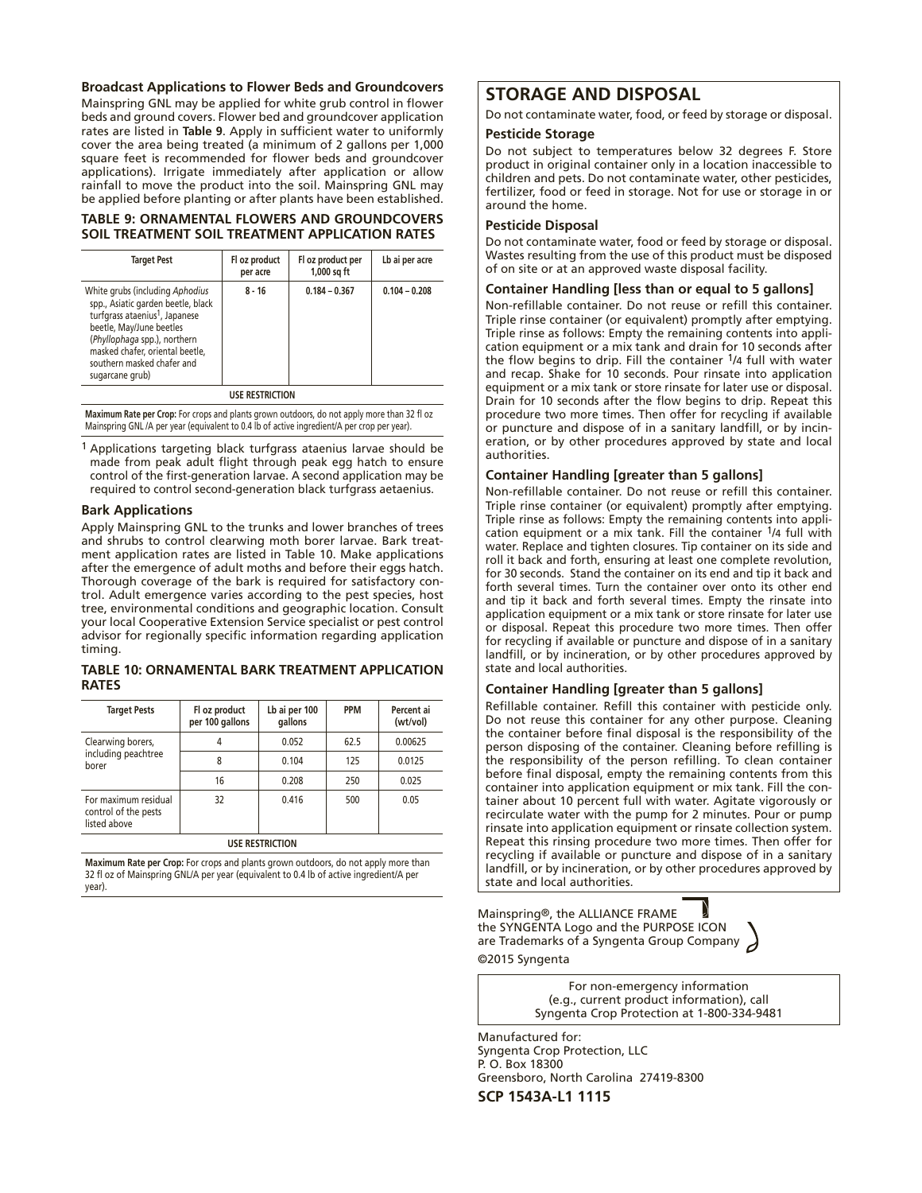### Broadcast Applications to Flower Beds and Groundcovers

Mainspring GNL may be applied for white grub control in flower beds and ground covers. Flower bed and groundcover application rates are listed in **Table 9**. Apply in sufficient water to uniformly cover the area being treated (a minimum of 2 gallons per 1,000 square feet is recommended for flower beds and groundcover applications). Irrigate immediately after application or allow rainfall to move the product into the soil. Mainspring GNL may be applied before planting or after plants have been established.

#### TABLE 9: ORNAMENTAL FLOWERS AND GROUNDCOVERS SOIL TREATMENT SOIL TREATMENT APPLICATION RATES

| Target Pest | Fl oz product per acre | Fl oz product per 1,000 sq ft | Lb ai per acre |
|---|---|---|---|
| White grubs (including *Aphodius* spp., Asiatic garden beetle, black turfgrass ataenius[1], Japanese beetle, May/June beetles (*Phyllophaga* spp.), northern masked chafer, oriental beetle, southern masked chafer and sugarcane grub) | 8 - 16 | 0.184 – 0.367 | 0.104 – 0.208 |
| **USE RESTRICTION** | | | |
| **Maximum Rate per Crop:** For crops and plants grown outdoors, do not apply more than 32 fl oz Mainspring GNL /A per year (equivalent to 0.4 lb of active ingredient/A per crop per year). | | | |

[1] Applications targeting black turfgrass ataenius larvae should be made from peak adult flight through peak egg hatch to ensure control of the first-generation larvae. A second application may be required to control second-generation black turfgrass aetaenius.

### Bark Applications

Apply Mainspring GNL to the trunks and lower branches of trees and shrubs to control clearwing moth borer larvae. Bark treatment application rates are listed in Table 10. Make applications after the emergence of adult moths and before their eggs hatch. Thorough coverage of the bark is required for satisfactory control. Adult emergence varies according to the pest species, host tree, environmental conditions and geographic location. Consult your local Cooperative Extension Service specialist or pest control advisor for regionally specific information regarding application timing.

#### TABLE 10: ORNAMENTAL BARK TREATMENT APPLICATION RATES

| Target Pests | Fl oz product per 100 gallons | Lb ai per 100 gallons | PPM | Percent ai (wt/vol) |
|---|---|---|---|---|
| Clearwing borers, including peachtree borer | 4 | 0.052 | 62.5 | 0.00625 |
| | 8 | 0.104 | 125 | 0.0125 |
| | 16 | 0.208 | 250 | 0.025 |
| For maximum residual control of the pests listed above | 32 | 0.416 | 500 | 0.05 |
| **USE RESTRICTION** | | | | |
| **Maximum Rate per Crop:** For crops and plants grown outdoors, do not apply more than 32 fl oz of Mainspring GNL/A per year (equivalent to 0.4 lb of active ingredient/A per year). | | | | |

## STORAGE AND DISPOSAL

Do not contaminate water, food, or feed by storage or disposal.

### Pesticide Storage

Do not subject to temperatures below 32 degrees F. Store product in original container only in a location inaccessible to children and pets. Do not contaminate water, other pesticides, fertilizer, food or feed in storage. Not for use or storage in or around the home.

### Pesticide Disposal

Do not contaminate water, food or feed by storage or disposal. Wastes resulting from the use of this product must be disposed of on site or at an approved waste disposal facility.

### Container Handling [less than or equal to 5 gallons]

Non-refillable container. Do not reuse or refill this container. Triple rinse container (or equivalent) promptly after emptying. Triple rinse as follows: Empty the remaining contents into application equipment or a mix tank and drain for 10 seconds after the flow begins to drip. Fill the container 1/4 full with water and recap. Shake for 10 seconds. Pour rinsate into application equipment or a mix tank or store rinsate for later use or disposal. Drain for 10 seconds after the flow begins to drip. Repeat this procedure two more times. Then offer for recycling if available or puncture and dispose of in a sanitary landfill, or by incineration, or by other procedures approved by state and local authorities.

### Container Handling [greater than 5 gallons]

Non-refillable container. Do not reuse or refill this container. Triple rinse container (or equivalent) promptly after emptying. Triple rinse as follows: Empty the remaining contents into application equipment or a mix tank. Fill the container 1/4 full with water. Replace and tighten closures. Tip container on its side and roll it back and forth, ensuring at least one complete revolution, for 30 seconds. Stand the container on its end and tip it back and forth several times. Turn the container over onto its other end and tip it back and forth several times. Empty the rinsate into application equipment or a mix tank or store rinsate for later use or disposal. Repeat this procedure two more times. Then offer for recycling if available or puncture and dispose of in a sanitary landfill, or by incineration, or by other procedures approved by state and local authorities.

### Container Handling [greater than 5 gallons]

Refillable container. Refill this container with pesticide only. Do not reuse this container for any other purpose. Cleaning the container before final disposal is the responsibility of the person disposing of the container. Cleaning before refilling is the responsibility of the person refilling. To clean container before final disposal, empty the remaining contents from this container into application equipment or mix tank. Fill the container about 10 percent full with water. Agitate vigorously or recirculate water with the pump for 2 minutes. Pour or pump rinsate into application equipment or rinsate collection system. Repeat this rinsing procedure two more times. Then offer for recycling if available or puncture and dispose of in a sanitary landfill, or by incineration, or by other procedures approved by state and local authorities.

Mainspring®, the ALLIANCE FRAME the SYNGENTA Logo and the PURPOSE ICON are Trademarks of a Syngenta Group Company

©2015 Syngenta

For non-emergency information (e.g., current product information), call Syngenta Crop Protection at 1-800-334-9481

Manufactured for:
Syngenta Crop Protection, LLC
P. O. Box 18300
Greensboro, North Carolina 27419-8300

**SCP 1543A-L1 1115**